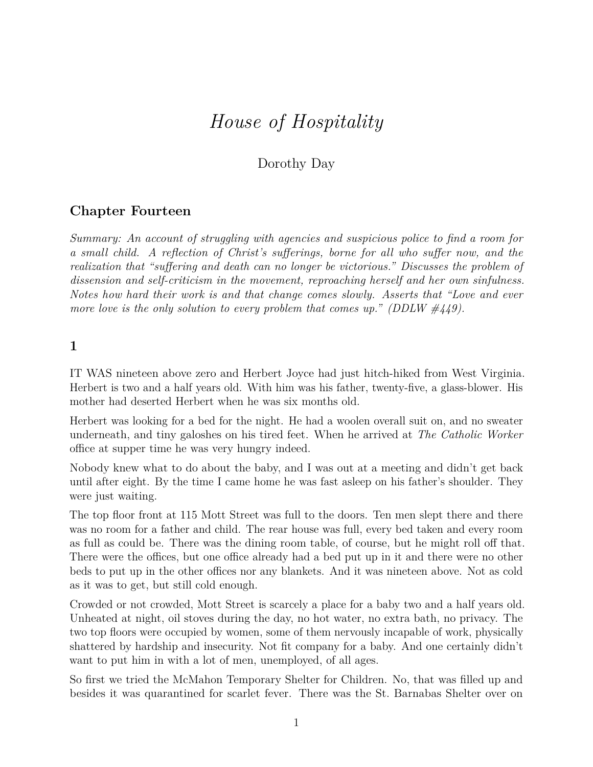# *House of Hospitality*

Dorothy Day

## Chapter Fourteen

*Summary: An account of struggling with agencies and suspicious police to find a room for a small child. A reflection of Christ's sufferings, borne for all who suffer now, and the realization that "suffering and death can no longer be victorious." Discusses the problem of dissension and self-criticism in the movement, reproaching herself and her own sinfulness. Notes how hard their work is and that change comes slowly. Asserts that "Love and ever more love is the only solution to every problem that comes up." (DDLW #449).*

## 1

IT WAS nineteen above zero and Herbert Joyce had just hitch-hiked from West Virginia. Herbert is two and a half years old. With him was his father, twenty-five, a glass-blower. His mother had deserted Herbert when he was six months old.

Herbert was looking for a bed for the night. He had a woolen overall suit on, and no sweater underneath, and tiny galoshes on his tired feet. When he arrived at *The Catholic Worker* office at supper time he was very hungry indeed.

Nobody knew what to do about the baby, and I was out at a meeting and didn't get back until after eight. By the time I came home he was fast asleep on his father's shoulder. They were just waiting.

The top floor front at 115 Mott Street was full to the doors. Ten men slept there and there was no room for a father and child. The rear house was full, every bed taken and every room as full as could be. There was the dining room table, of course, but he might roll off that. There were the offices, but one office already had a bed put up in it and there were no other beds to put up in the other offices nor any blankets. And it was nineteen above. Not as cold as it was to get, but still cold enough.

Crowded or not crowded, Mott Street is scarcely a place for a baby two and a half years old. Unheated at night, oil stoves during the day, no hot water, no extra bath, no privacy. The two top floors were occupied by women, some of them nervously incapable of work, physically shattered by hardship and insecurity. Not fit company for a baby. And one certainly didn't want to put him in with a lot of men, unemployed, of all ages.

So first we tried the McMahon Temporary Shelter for Children. No, that was filled up and besides it was quarantined for scarlet fever. There was the St. Barnabas Shelter over on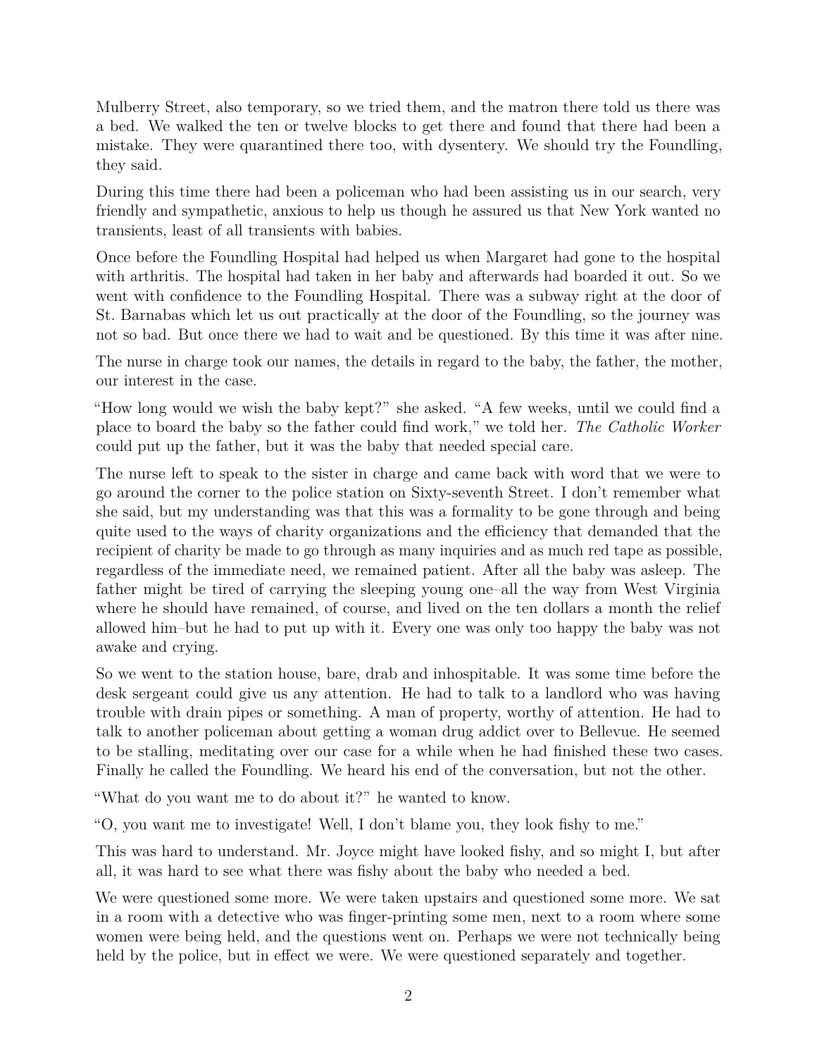Mulberry Street, also temporary, so we tried them, and the matron there told us there was a bed. We walked the ten or twelve blocks to get there and found that there had been a mistake. They were quarantined there too, with dysentery. We should try the Foundling, they said.

During this time there had been a policeman who had been assisting us in our search, very friendly and sympathetic, anxious to help us though he assured us that New York wanted no transients, least of all transients with babies.

Once before the Foundling Hospital had helped us when Margaret had gone to the hospital with arthritis. The hospital had taken in her baby and afterwards had boarded it out. So we went with confidence to the Foundling Hospital. There was a subway right at the door of St. Barnabas which let us out practically at the door of the Foundling, so the journey was not so bad. But once there we had to wait and be questioned. By this time it was after nine.

The nurse in charge took our names, the details in regard to the baby, the father, the mother, our interest in the case.

"How long would we wish the baby kept?" she asked. "A few weeks, until we could find a place to board the baby so the father could find work," we told her. *The Catholic Worker* could put up the father, but it was the baby that needed special care.

The nurse left to speak to the sister in charge and came back with word that we were to go around the corner to the police station on Sixty-seventh Street. I don't remember what she said, but my understanding was that this was a formality to be gone through and being quite used to the ways of charity organizations and the efficiency that demanded that the recipient of charity be made to go through as many inquiries and as much red tape as possible, regardless of the immediate need, we remained patient. After all the baby was asleep. The father might be tired of carrying the sleeping young one–all the way from West Virginia where he should have remained, of course, and lived on the ten dollars a month the relief allowed him–but he had to put up with it. Every one was only too happy the baby was not awake and crying.

So we went to the station house, bare, drab and inhospitable. It was some time before the desk sergeant could give us any attention. He had to talk to a landlord who was having trouble with drain pipes or something. A man of property, worthy of attention. He had to talk to another policeman about getting a woman drug addict over to Bellevue. He seemed to be stalling, meditating over our case for a while when he had finished these two cases. Finally he called the Foundling. We heard his end of the conversation, but not the other.

"What do you want me to do about it?" he wanted to know.

"O, you want me to investigate! Well, I don't blame you, they look fishy to me."

This was hard to understand. Mr. Joyce might have looked fishy, and so might I, but after all, it was hard to see what there was fishy about the baby who needed a bed.

We were questioned some more. We were taken upstairs and questioned some more. We sat in a room with a detective who was finger-printing some men, next to a room where some women were being held, and the questions went on. Perhaps we were not technically being held by the police, but in effect we were. We were questioned separately and together.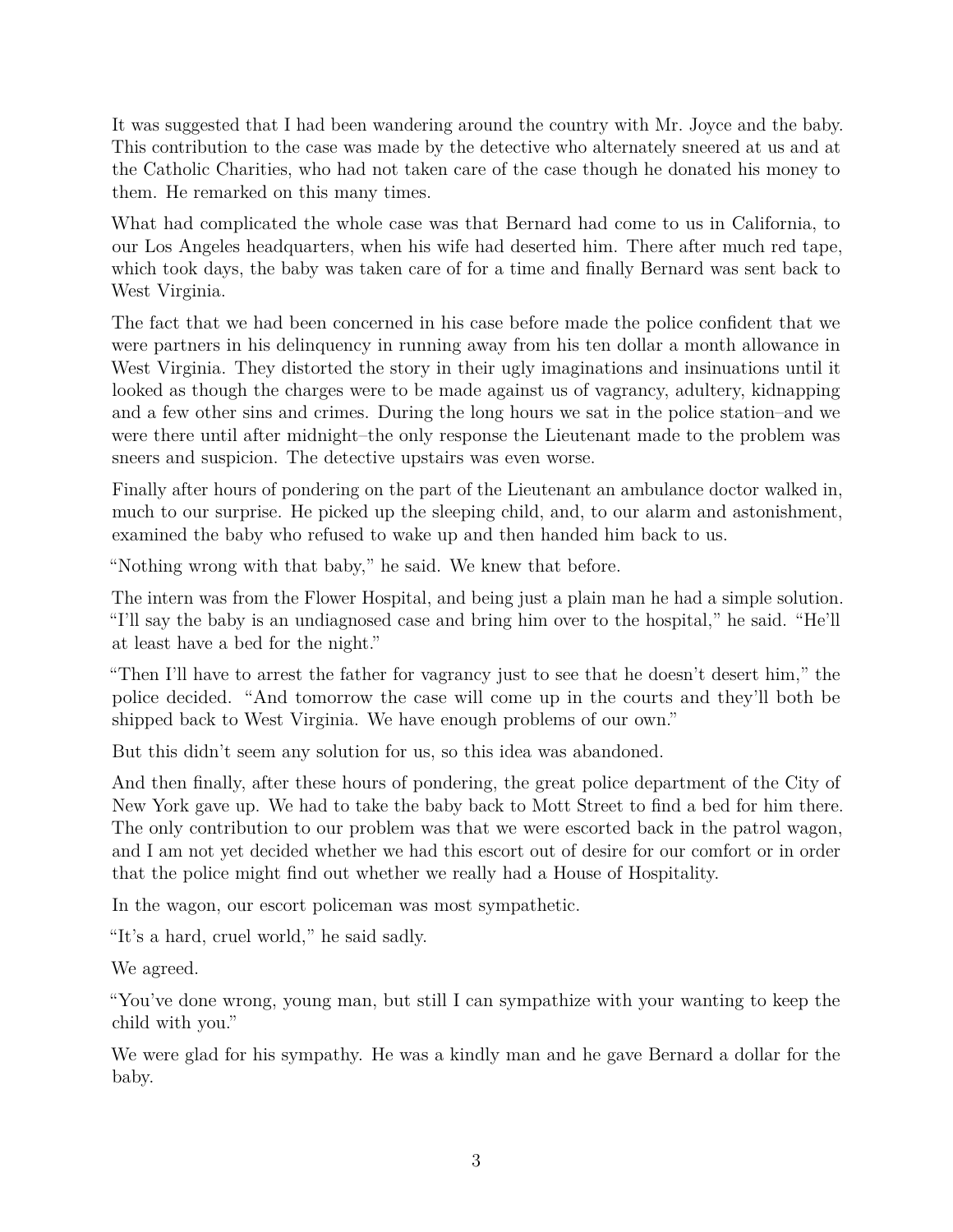It was suggested that I had been wandering around the country with Mr. Joyce and the baby. This contribution to the case was made by the detective who alternately sneered at us and at the Catholic Charities, who had not taken care of the case though he donated his money to them. He remarked on this many times.

What had complicated the whole case was that Bernard had come to us in California, to our Los Angeles headquarters, when his wife had deserted him. There after much red tape, which took days, the baby was taken care of for a time and finally Bernard was sent back to West Virginia.

The fact that we had been concerned in his case before made the police confident that we were partners in his delinquency in running away from his ten dollar a month allowance in West Virginia. They distorted the story in their ugly imaginations and insinuations until it looked as though the charges were to be made against us of vagrancy, adultery, kidnapping and a few other sins and crimes. During the long hours we sat in the police station–and we were there until after midnight–the only response the Lieutenant made to the problem was sneers and suspicion. The detective upstairs was even worse.

Finally after hours of pondering on the part of the Lieutenant an ambulance doctor walked in, much to our surprise. He picked up the sleeping child, and, to our alarm and astonishment, examined the baby who refused to wake up and then handed him back to us.

"Nothing wrong with that baby," he said. We knew that before.

The intern was from the Flower Hospital, and being just a plain man he had a simple solution. "I'll say the baby is an undiagnosed case and bring him over to the hospital," he said. "He'll at least have a bed for the night."

"Then I'll have to arrest the father for vagrancy just to see that he doesn't desert him," the police decided. "And tomorrow the case will come up in the courts and they'll both be shipped back to West Virginia. We have enough problems of our own."

But this didn't seem any solution for us, so this idea was abandoned.

And then finally, after these hours of pondering, the great police department of the City of New York gave up. We had to take the baby back to Mott Street to find a bed for him there. The only contribution to our problem was that we were escorted back in the patrol wagon, and I am not yet decided whether we had this escort out of desire for our comfort or in order that the police might find out whether we really had a House of Hospitality.

In the wagon, our escort policeman was most sympathetic.

"It's a hard, cruel world," he said sadly.

We agreed.

"You've done wrong, young man, but still I can sympathize with your wanting to keep the child with you."

We were glad for his sympathy. He was a kindly man and he gave Bernard a dollar for the baby.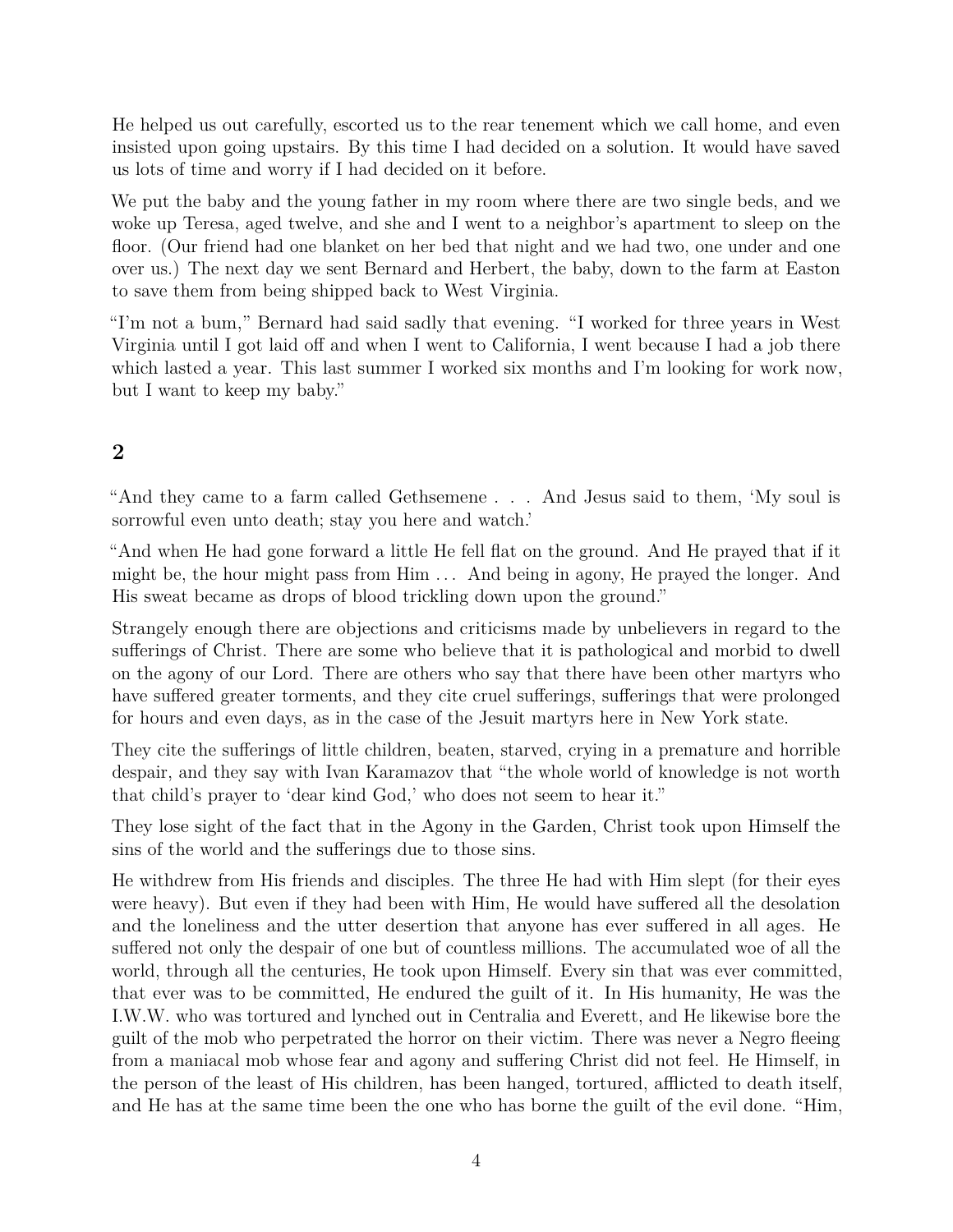He helped us out carefully, escorted us to the rear tenement which we call home, and even insisted upon going upstairs. By this time I had decided on a solution. It would have saved us lots of time and worry if I had decided on it before.

We put the baby and the young father in my room where there are two single beds, and we woke up Teresa, aged twelve, and she and I went to a neighbor's apartment to sleep on the floor. (Our friend had one blanket on her bed that night and we had two, one under and one over us.) The next day we sent Bernard and Herbert, the baby, down to the farm at Easton to save them from being shipped back to West Virginia.

"I'm not a bum," Bernard had said sadly that evening. "I worked for three years in West Virginia until I got laid off and when I went to California, I went because I had a job there which lasted a year. This last summer I worked six months and I'm looking for work now, but I want to keep my baby."

## 2

"And they came to a farm called Gethsemene . . . And Jesus said to them, 'My soul is sorrowful even unto death; stay you here and watch.'

"And when He had gone forward a little He fell flat on the ground. And He prayed that if it might be, the hour might pass from Him . . . And being in agony, He prayed the longer. And His sweat became as drops of blood trickling down upon the ground."

Strangely enough there are objections and criticisms made by unbelievers in regard to the sufferings of Christ. There are some who believe that it is pathological and morbid to dwell on the agony of our Lord. There are others who say that there have been other martyrs who have suffered greater torments, and they cite cruel sufferings, sufferings that were prolonged for hours and even days, as in the case of the Jesuit martyrs here in New York state.

They cite the sufferings of little children, beaten, starved, crying in a premature and horrible despair, and they say with Ivan Karamazov that "the whole world of knowledge is not worth that child's prayer to 'dear kind God,' who does not seem to hear it."

They lose sight of the fact that in the Agony in the Garden, Christ took upon Himself the sins of the world and the sufferings due to those sins.

He withdrew from His friends and disciples. The three He had with Him slept (for their eyes were heavy). But even if they had been with Him, He would have suffered all the desolation and the loneliness and the utter desertion that anyone has ever suffered in all ages. He suffered not only the despair of one but of countless millions. The accumulated woe of all the world, through all the centuries, He took upon Himself. Every sin that was ever committed, that ever was to be committed, He endured the guilt of it. In His humanity, He was the I.W.W. who was tortured and lynched out in Centralia and Everett, and He likewise bore the guilt of the mob who perpetrated the horror on their victim. There was never a Negro fleeing from a maniacal mob whose fear and agony and suffering Christ did not feel. He Himself, in the person of the least of His children, has been hanged, tortured, afflicted to death itself, and He has at the same time been the one who has borne the guilt of the evil done. "Him,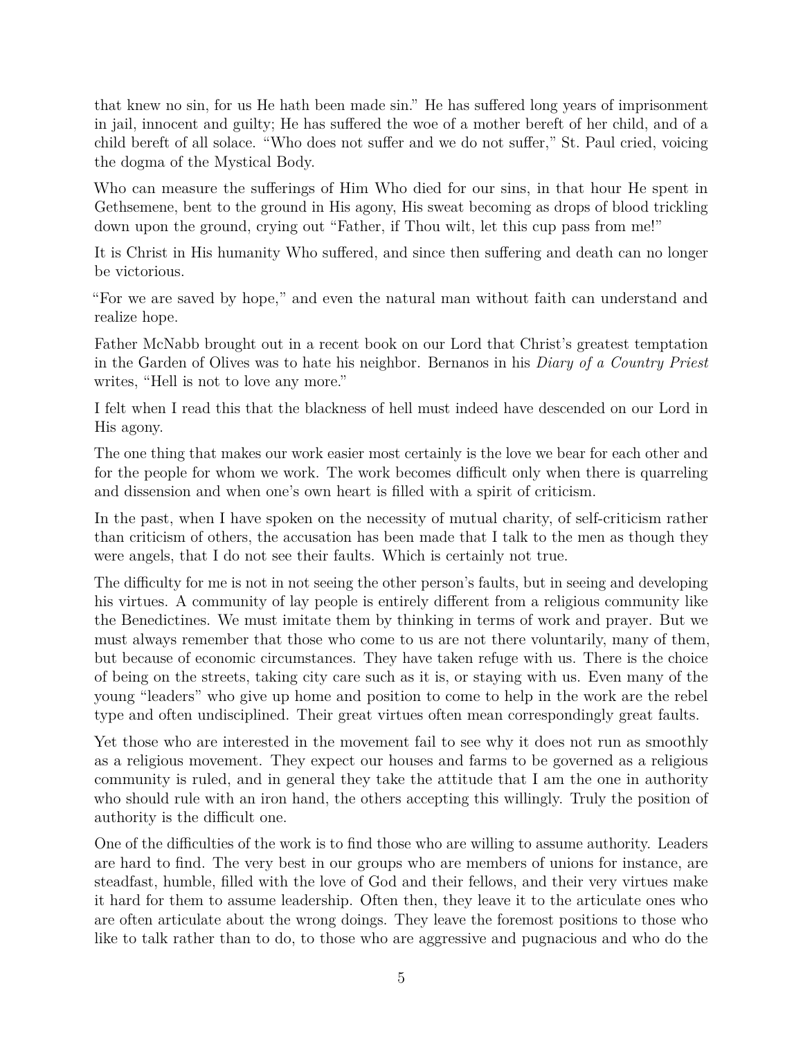that knew no sin, for us He hath been made sin." He has suffered long years of imprisonment in jail, innocent and guilty; He has suffered the woe of a mother bereft of her child, and of a child bereft of all solace. "Who does not suffer and we do not suffer," St. Paul cried, voicing the dogma of the Mystical Body.

Who can measure the sufferings of Him Who died for our sins, in that hour He spent in Gethsemene, bent to the ground in His agony, His sweat becoming as drops of blood trickling down upon the ground, crying out "Father, if Thou wilt, let this cup pass from me!"

It is Christ in His humanity Who suffered, and since then suffering and death can no longer be victorious.

"For we are saved by hope," and even the natural man without faith can understand and realize hope.

Father McNabb brought out in a recent book on our Lord that Christ's greatest temptation in the Garden of Olives was to hate his neighbor. Bernanos in his *Diary of a Country Priest* writes, "Hell is not to love any more."

I felt when I read this that the blackness of hell must indeed have descended on our Lord in His agony.

The one thing that makes our work easier most certainly is the love we bear for each other and for the people for whom we work. The work becomes difficult only when there is quarreling and dissension and when one's own heart is filled with a spirit of criticism.

In the past, when I have spoken on the necessity of mutual charity, of self-criticism rather than criticism of others, the accusation has been made that I talk to the men as though they were angels, that I do not see their faults. Which is certainly not true.

The difficulty for me is not in not seeing the other person's faults, but in seeing and developing his virtues. A community of lay people is entirely different from a religious community like the Benedictines. We must imitate them by thinking in terms of work and prayer. But we must always remember that those who come to us are not there voluntarily, many of them, but because of economic circumstances. They have taken refuge with us. There is the choice of being on the streets, taking city care such as it is, or staying with us. Even many of the young "leaders" who give up home and position to come to help in the work are the rebel type and often undisciplined. Their great virtues often mean correspondingly great faults.

Yet those who are interested in the movement fail to see why it does not run as smoothly as a religious movement. They expect our houses and farms to be governed as a religious community is ruled, and in general they take the attitude that I am the one in authority who should rule with an iron hand, the others accepting this willingly. Truly the position of authority is the difficult one.

One of the difficulties of the work is to find those who are willing to assume authority. Leaders are hard to find. The very best in our groups who are members of unions for instance, are steadfast, humble, filled with the love of God and their fellows, and their very virtues make it hard for them to assume leadership. Often then, they leave it to the articulate ones who are often articulate about the wrong doings. They leave the foremost positions to those who like to talk rather than to do, to those who are aggressive and pugnacious and who do the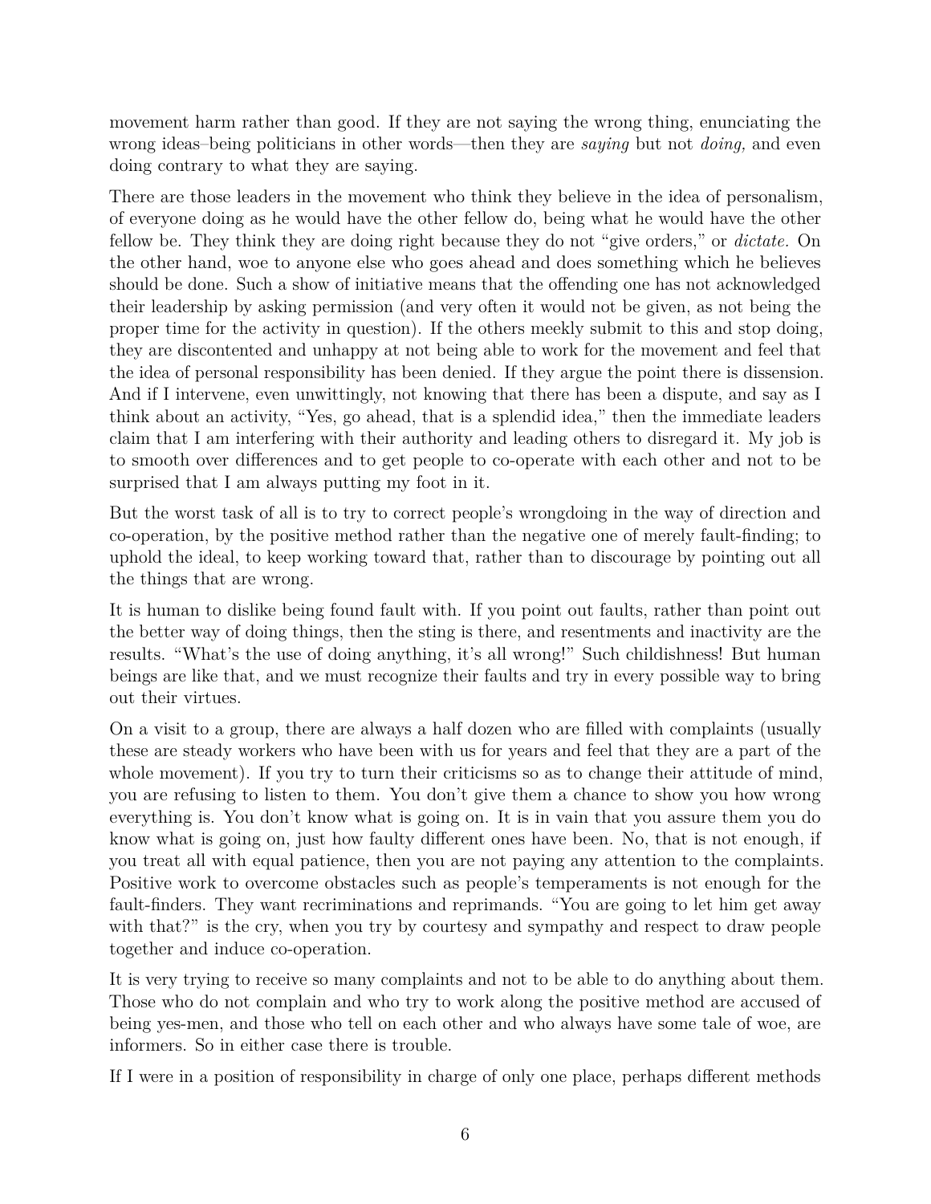movement harm rather than good. If they are not saying the wrong thing, enunciating the wrong ideas–being politicians in other words—then they are *saying* but not *doing,* and even doing contrary to what they are saying.

There are those leaders in the movement who think they believe in the idea of personalism, of everyone doing as he would have the other fellow do, being what he would have the other fellow be. They think they are doing right because they do not "give orders," or *dictate.* On the other hand, woe to anyone else who goes ahead and does something which he believes should be done. Such a show of initiative means that the offending one has not acknowledged their leadership by asking permission (and very often it would not be given, as not being the proper time for the activity in question). If the others meekly submit to this and stop doing, they are discontented and unhappy at not being able to work for the movement and feel that the idea of personal responsibility has been denied. If they argue the point there is dissension. And if I intervene, even unwittingly, not knowing that there has been a dispute, and say as I think about an activity, "Yes, go ahead, that is a splendid idea," then the immediate leaders claim that I am interfering with their authority and leading others to disregard it. My job is to smooth over differences and to get people to co-operate with each other and not to be surprised that I am always putting my foot in it.

But the worst task of all is to try to correct people's wrongdoing in the way of direction and co-operation, by the positive method rather than the negative one of merely fault-finding; to uphold the ideal, to keep working toward that, rather than to discourage by pointing out all the things that are wrong.

It is human to dislike being found fault with. If you point out faults, rather than point out the better way of doing things, then the sting is there, and resentments and inactivity are the results. "What's the use of doing anything, it's all wrong!" Such childishness! But human beings are like that, and we must recognize their faults and try in every possible way to bring out their virtues.

On a visit to a group, there are always a half dozen who are filled with complaints (usually these are steady workers who have been with us for years and feel that they are a part of the whole movement). If you try to turn their criticisms so as to change their attitude of mind, you are refusing to listen to them. You don't give them a chance to show you how wrong everything is. You don't know what is going on. It is in vain that you assure them you do know what is going on, just how faulty different ones have been. No, that is not enough, if you treat all with equal patience, then you are not paying any attention to the complaints. Positive work to overcome obstacles such as people's temperaments is not enough for the fault-finders. They want recriminations and reprimands. "You are going to let him get away with that?" is the cry, when you try by courtesy and sympathy and respect to draw people together and induce co-operation.

It is very trying to receive so many complaints and not to be able to do anything about them. Those who do not complain and who try to work along the positive method are accused of being yes-men, and those who tell on each other and who always have some tale of woe, are informers. So in either case there is trouble.

If I were in a position of responsibility in charge of only one place, perhaps different methods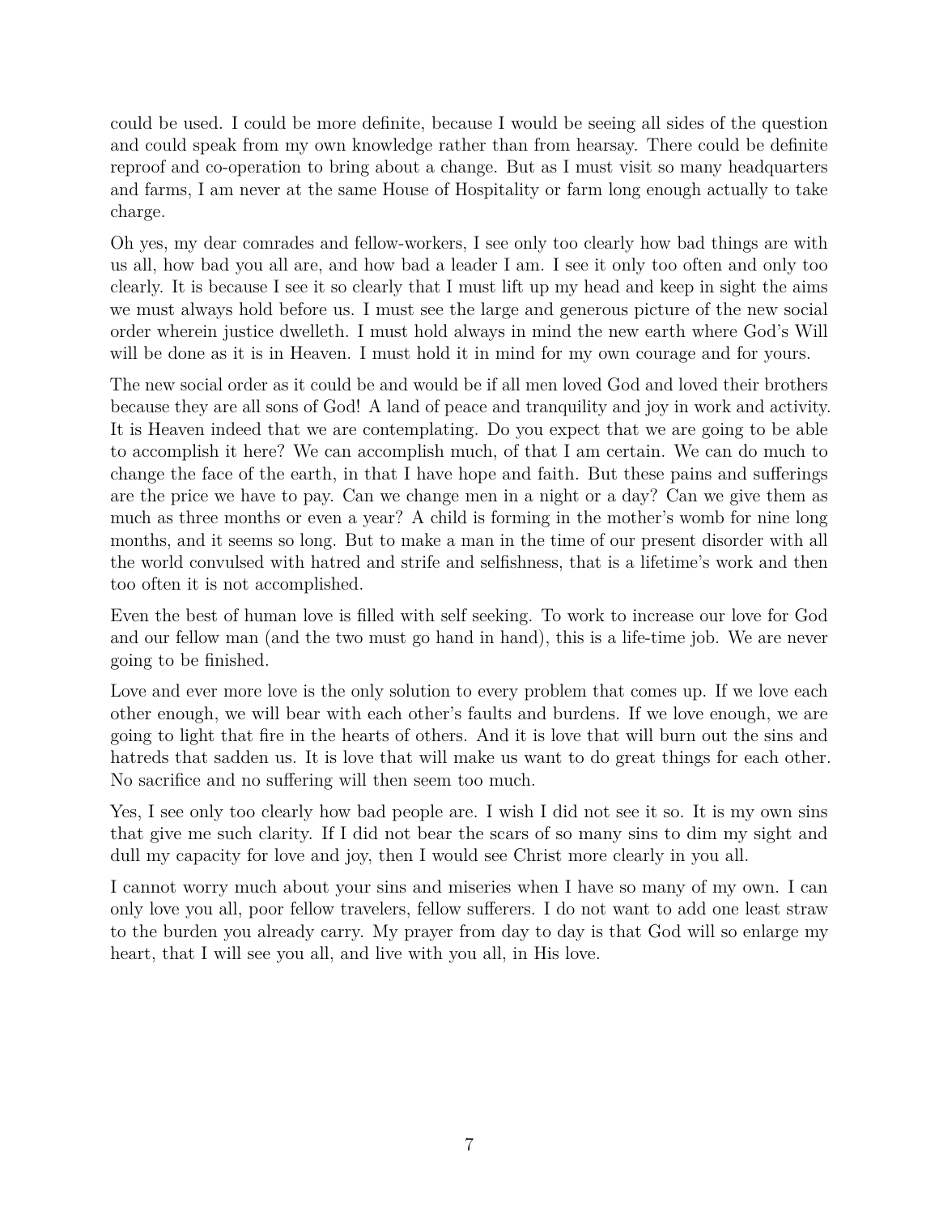could be used. I could be more definite, because I would be seeing all sides of the question and could speak from my own knowledge rather than from hearsay. There could be definite reproof and co-operation to bring about a change. But as I must visit so many headquarters and farms, I am never at the same House of Hospitality or farm long enough actually to take charge.

Oh yes, my dear comrades and fellow-workers, I see only too clearly how bad things are with us all, how bad you all are, and how bad a leader I am. I see it only too often and only too clearly. It is because I see it so clearly that I must lift up my head and keep in sight the aims we must always hold before us. I must see the large and generous picture of the new social order wherein justice dwelleth. I must hold always in mind the new earth where God's Will will be done as it is in Heaven. I must hold it in mind for my own courage and for yours.

The new social order as it could be and would be if all men loved God and loved their brothers because they are all sons of God! A land of peace and tranquility and joy in work and activity. It is Heaven indeed that we are contemplating. Do you expect that we are going to be able to accomplish it here? We can accomplish much, of that I am certain. We can do much to change the face of the earth, in that I have hope and faith. But these pains and sufferings are the price we have to pay. Can we change men in a night or a day? Can we give them as much as three months or even a year? A child is forming in the mother's womb for nine long months, and it seems so long. But to make a man in the time of our present disorder with all the world convulsed with hatred and strife and selfishness, that is a lifetime's work and then too often it is not accomplished.

Even the best of human love is filled with self seeking. To work to increase our love for God and our fellow man (and the two must go hand in hand), this is a life-time job. We are never going to be finished.

Love and ever more love is the only solution to every problem that comes up. If we love each other enough, we will bear with each other's faults and burdens. If we love enough, we are going to light that fire in the hearts of others. And it is love that will burn out the sins and hatreds that sadden us. It is love that will make us want to do great things for each other. No sacrifice and no suffering will then seem too much.

Yes, I see only too clearly how bad people are. I wish I did not see it so. It is my own sins that give me such clarity. If I did not bear the scars of so many sins to dim my sight and dull my capacity for love and joy, then I would see Christ more clearly in you all.

I cannot worry much about your sins and miseries when I have so many of my own. I can only love you all, poor fellow travelers, fellow sufferers. I do not want to add one least straw to the burden you already carry. My prayer from day to day is that God will so enlarge my heart, that I will see you all, and live with you all, in His love.